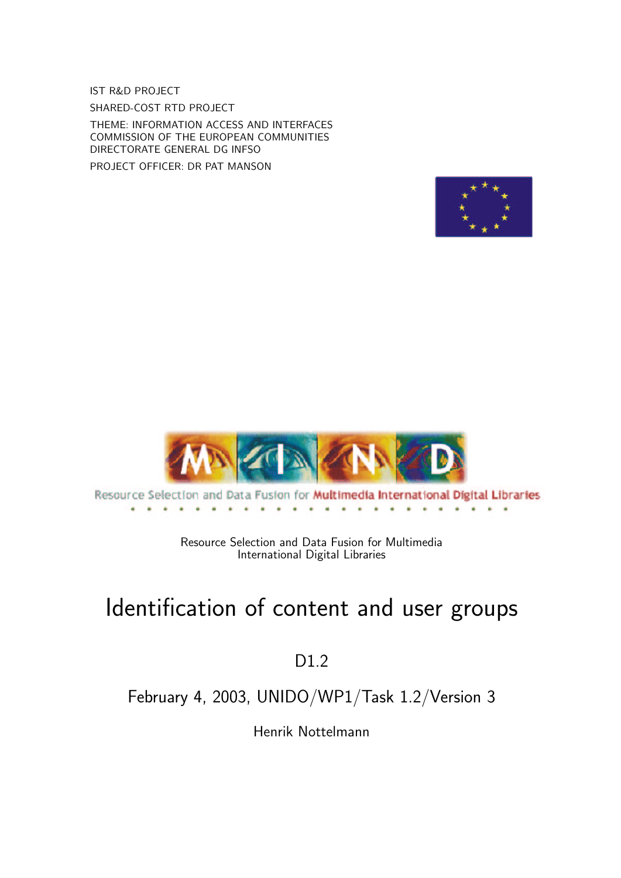IST R&D PROJECT

SHARED-COST RTD PROJECT

THEME: INFORMATION ACCESS AND INTERFACES
COMMISSION OF THE EUROPEAN COMMUNITIES
DIRECTORATE GENERAL DG INFSO

PROJECT OFFICER: DR PAT MANSON

Resource Selection and Data Fusion for Multimedia International Digital Libraries

Resource Selection and Data Fusion for Multimedia
International Digital Libraries

# Identification of content and user groups

D1.2

February 4, 2003, UNIDO/WP1/Task 1.2/Version 3

Henrik Nottelmann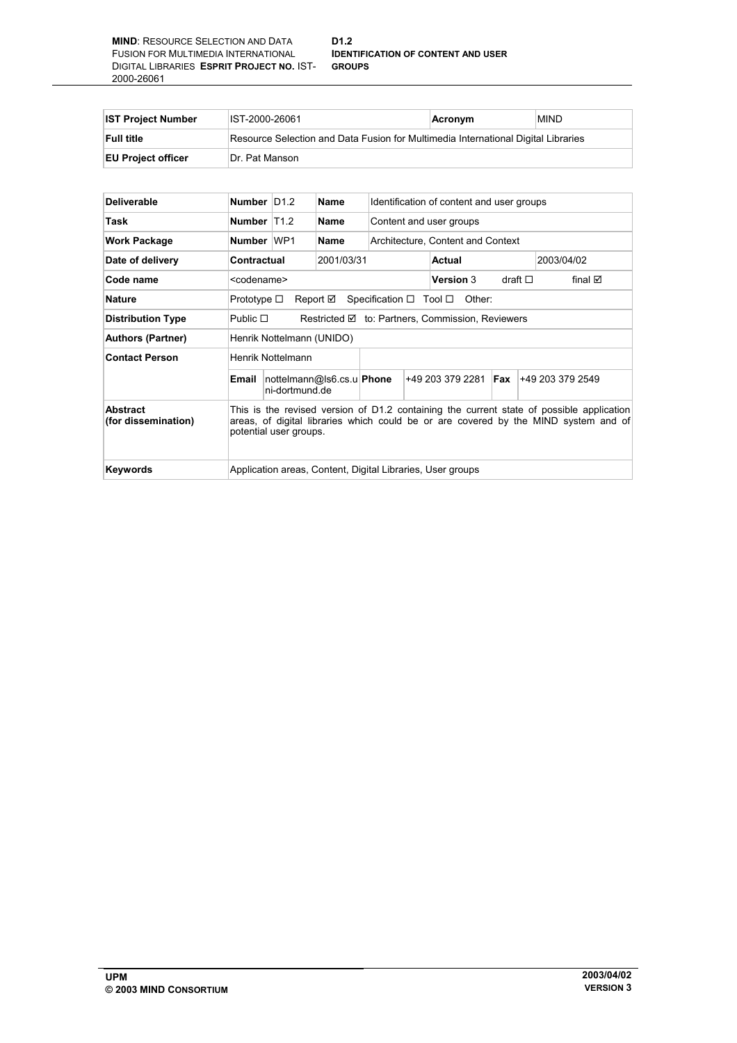| IST Project Number | IST-2000-26061 | Acronym | MIND |
|---|---|---|---|
| Full title | Resource Selection and Data Fusion for Multimedia International Digital Libraries | | |
| EU Project officer | Dr. Pat Manson | | |

| Deliverable | Number | D1.2 | Name | Identification of content and user groups | | | |
|---|---|---|---|---|---|---|---|
| Task | Number | T1.2 | Name | Content and user groups | | | |
| Work Package | Number | WP1 | Name | Architecture, Content and Context | | | |
| Date of delivery | Contractual | | 2001/03/31 | | Actual | | 2003/04/02 |
| Code name | <codename> | | | | Version 3 | draft ☐ | final ☑ |
| Nature | Prototype ☐ Report ☑ Specification ☐ Tool ☐ Other: | | | | | | |
| Distribution Type | Public ☐ Restricted ☑ to: Partners, Commission, Reviewers | | | | | | |
| Authors (Partner) | Henrik Nottelmann (UNIDO) | | | | | | |
| Contact Person | Henrik Nottelmann | | | | | | |
| | Email | nottelmann@ls6.cs.uni-dortmund.de | Phone | +49 203 379 2281 | Fax | +49 203 379 2549 | |
| Abstract (for dissemination) | This is the revised version of D1.2 containing the current state of possible application areas, of digital libraries which could be or are covered by the MIND system and of potential user groups. | | | | | | |
| Keywords | Application areas, Content, Digital Libraries, User groups | | | | | | |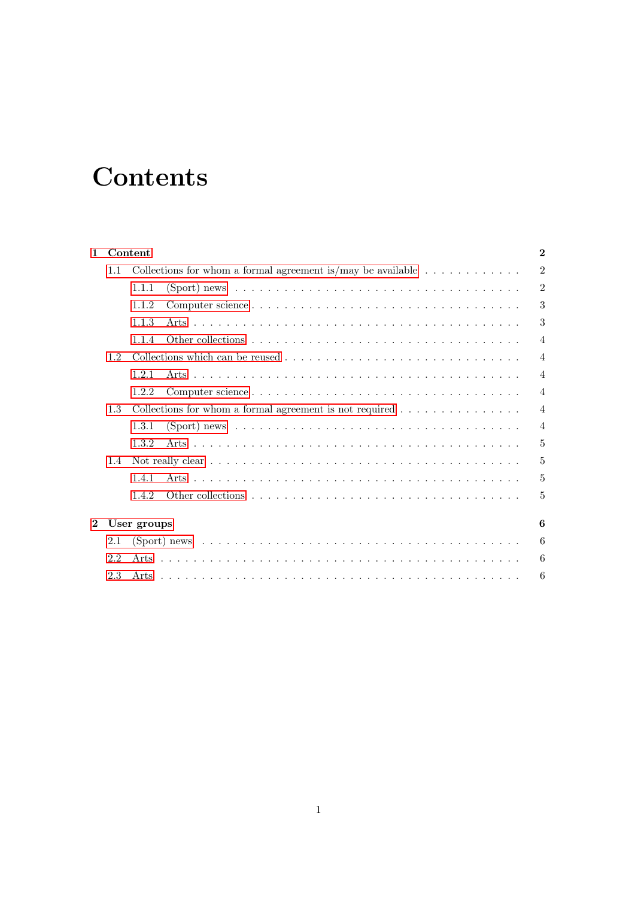# Contents

- **1 Content** — **2**
  - 1.1 Collections for whom a formal agreement is/may be available — 2
    - 1.1.1 (Sport) news — 2
    - 1.1.2 Computer science — 3
    - 1.1.3 Arts — 3
    - 1.1.4 Other collections — 4
  - 1.2 Collections which can be reused — 4
    - 1.2.1 Arts — 4
    - 1.2.2 Computer science — 4
  - 1.3 Collections for whom a formal agreement is not required — 4
    - 1.3.1 (Sport) news — 4
    - 1.3.2 Arts — 5
  - 1.4 Not really clear — 5
    - 1.4.1 Arts — 5
    - 1.4.2 Other collections — 5
- **2 User groups** — **6**
  - 2.1 (Sport) news — 6
  - 2.2 Arts — 6
  - 2.3 Arts — 6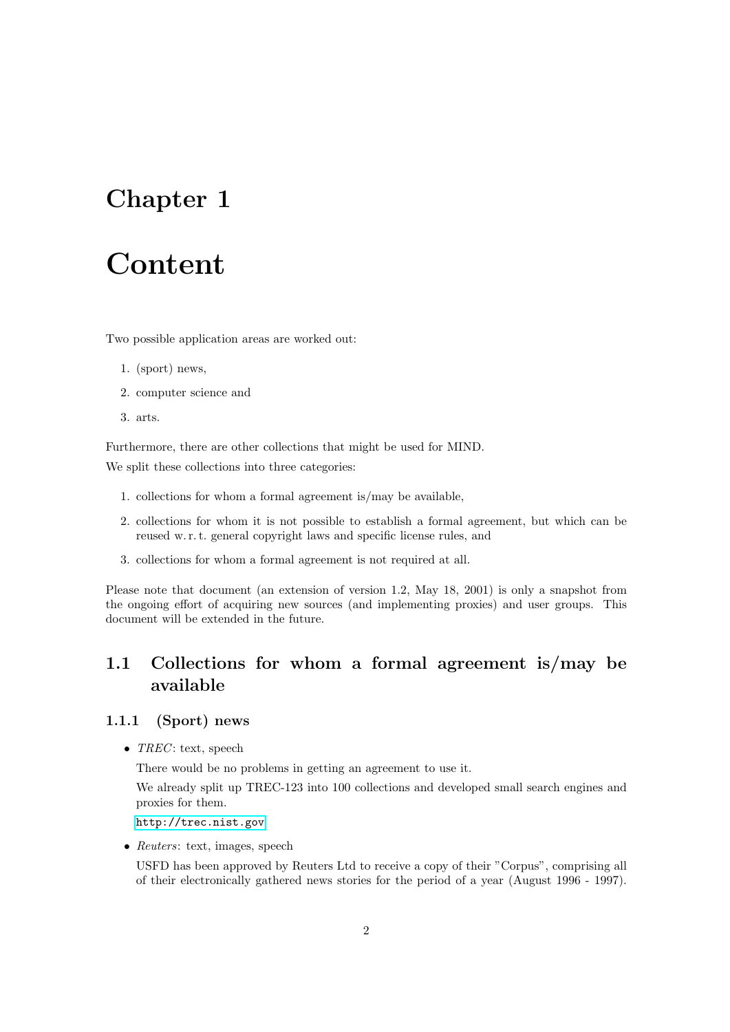# Chapter 1

# Content

Two possible application areas are worked out:

1. (sport) news,
2. computer science and
3. arts.

Furthermore, there are other collections that might be used for MIND.

We split these collections into three categories:

1. collections for whom a formal agreement is/may be available,
2. collections for whom it is not possible to establish a formal agreement, but which can be reused w. r. t. general copyright laws and specific license rules, and
3. collections for whom a formal agreement is not required at all.

Please note that document (an extension of version 1.2, May 18, 2001) is only a snapshot from the ongoing effort of acquiring new sources (and implementing proxies) and user groups. This document will be extended in the future.

## 1.1 Collections for whom a formal agreement is/may be available

### 1.1.1 (Sport) news

- *TREC*: text, speech

  There would be no problems in getting an agreement to use it.

  We already split up TREC-123 into 100 collections and developed small search engines and proxies for them.

  http://trec.nist.gov

- *Reuters*: text, images, speech

  USFD has been approved by Reuters Ltd to receive a copy of their "Corpus", comprising all of their electronically gathered news stories for the period of a year (August 1996 - 1997).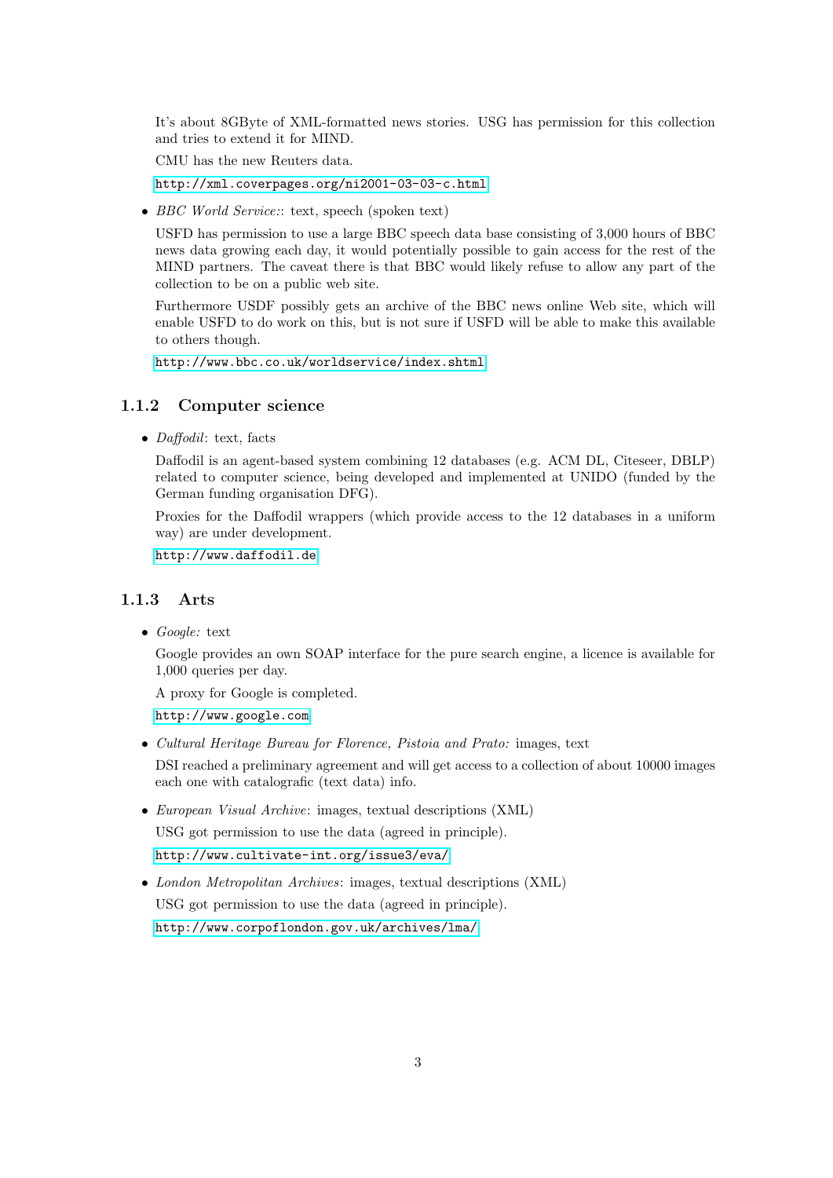It's about 8GByte of XML-formatted news stories. USG has permission for this collection and tries to extend it for MIND.

CMU has the new Reuters data.

http://xml.coverpages.org/ni2001-03-03-c.html

- *BBC World Service:*: text, speech (spoken text)

  USFD has permission to use a large BBC speech data base consisting of 3,000 hours of BBC news data growing each day, it would potentially possible to gain access for the rest of the MIND partners. The caveat there is that BBC would likely refuse to allow any part of the collection to be on a public web site.

  Furthermore USDF possibly gets an archive of the BBC news online Web site, which will enable USFD to do work on this, but is not sure if USFD will be able to make this available to others though.

  http://www.bbc.co.uk/worldservice/index.shtml

### 1.1.2 Computer science

- *Daffodil*: text, facts

  Daffodil is an agent-based system combining 12 databases (e.g. ACM DL, Citeseer, DBLP) related to computer science, being developed and implemented at UNIDO (funded by the German funding organisation DFG).

  Proxies for the Daffodil wrappers (which provide access to the 12 databases in a uniform way) are under development.

  http://www.daffodil.de

### 1.1.3 Arts

- *Google:* text

  Google provides an own SOAP interface for the pure search engine, a licence is available for 1,000 queries per day.

  A proxy for Google is completed.

  http://www.google.com

- *Cultural Heritage Bureau for Florence, Pistoia and Prato:* images, text

  DSI reached a preliminary agreement and will get access to a collection of about 10000 images each one with catalografic (text data) info.

- *European Visual Archive*: images, textual descriptions (XML)

  USG got permission to use the data (agreed in principle).

  http://www.cultivate-int.org/issue3/eva/

- *London Metropolitan Archives*: images, textual descriptions (XML)

  USG got permission to use the data (agreed in principle).

  http://www.corpoflondon.gov.uk/archives/lma/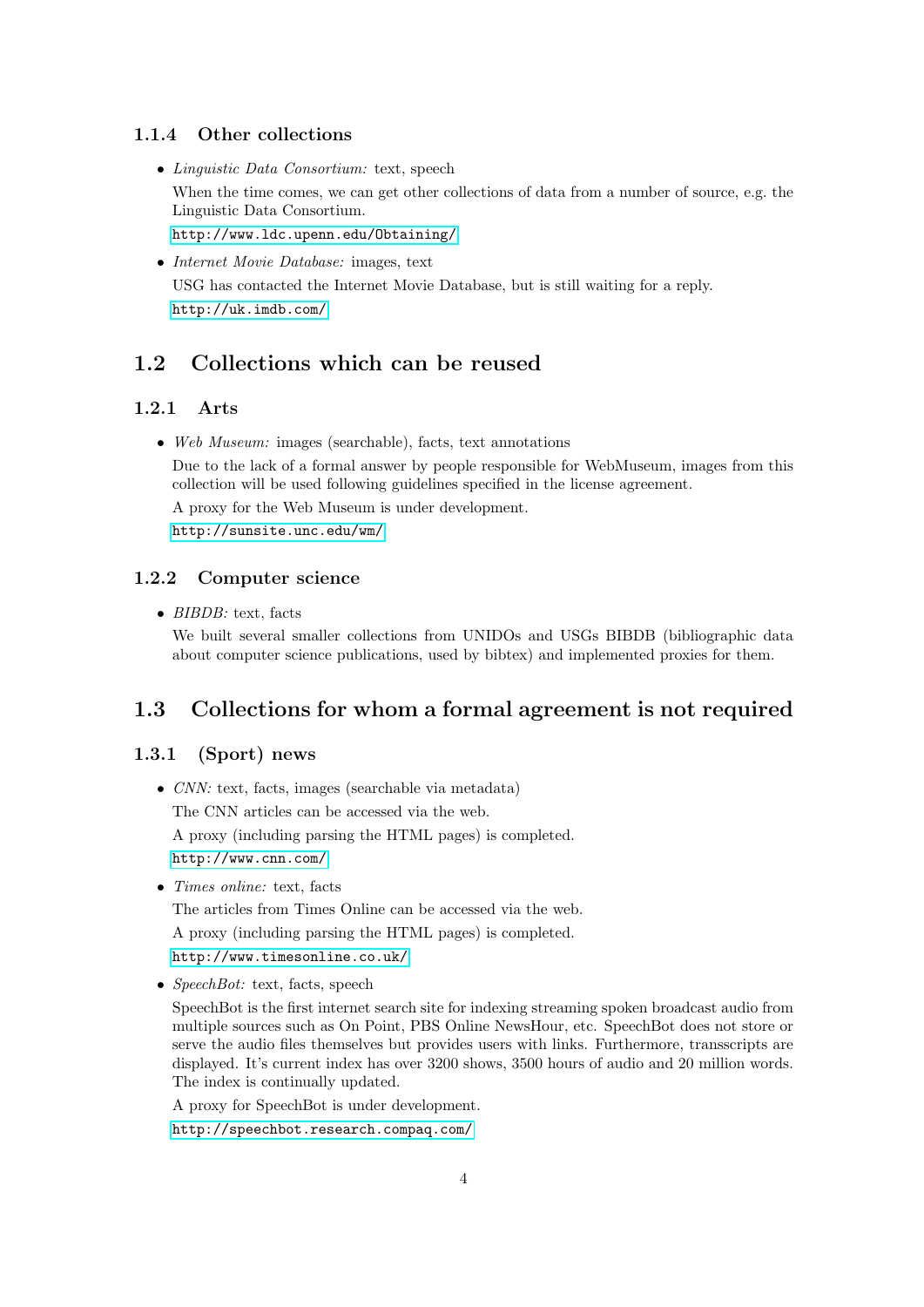### 1.1.4 Other collections

- *Linguistic Data Consortium:* text, speech

  When the time comes, we can get other collections of data from a number of source, e.g. the Linguistic Data Consortium.

  http://www.ldc.upenn.edu/Obtaining/

- *Internet Movie Database:* images, text

  USG has contacted the Internet Movie Database, but is still waiting for a reply.

  http://uk.imdb.com/

## 1.2 Collections which can be reused

### 1.2.1 Arts

- *Web Museum:* images (searchable), facts, text annotations

  Due to the lack of a formal answer by people responsible for WebMuseum, images from this collection will be used following guidelines specified in the license agreement.

  A proxy for the Web Museum is under development.

  http://sunsite.unc.edu/wm/

### 1.2.2 Computer science

- *BIBDB:* text, facts

  We built several smaller collections from UNIDOs and USGs BIBDB (bibliographic data about computer science publications, used by bibtex) and implemented proxies for them.

## 1.3 Collections for whom a formal agreement is not required

### 1.3.1 (Sport) news

- *CNN:* text, facts, images (searchable via metadata)

  The CNN articles can be accessed via the web.

  A proxy (including parsing the HTML pages) is completed.

  http://www.cnn.com/

- *Times online:* text, facts

  The articles from Times Online can be accessed via the web.

  A proxy (including parsing the HTML pages) is completed.

  http://www.timesonline.co.uk/

- *SpeechBot:* text, facts, speech

  SpeechBot is the first internet search site for indexing streaming spoken broadcast audio from multiple sources such as On Point, PBS Online NewsHour, etc. SpeechBot does not store or serve the audio files themselves but provides users with links. Furthermore, transscripts are displayed. It's current index has over 3200 shows, 3500 hours of audio and 20 million words. The index is continually updated.

  A proxy for SpeechBot is under development.

  http://speechbot.research.compaq.com/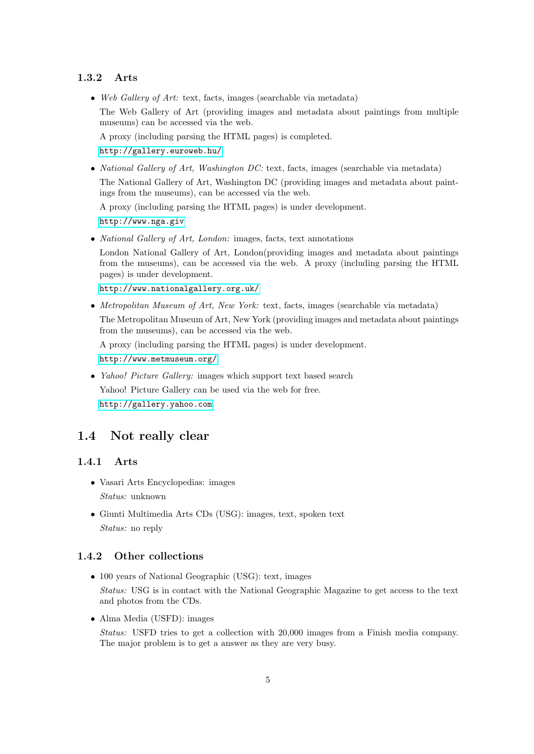### 1.3.2 Arts

- *Web Gallery of Art:* text, facts, images (searchable via metadata)

  The Web Gallery of Art (providing images and metadata about paintings from multiple museums) can be accessed via the web.

  A proxy (including parsing the HTML pages) is completed.

  http://gallery.euroweb.hu/

- *National Gallery of Art, Washington DC:* text, facts, images (searchable via metadata)

  The National Gallery of Art, Washington DC (providing images and metadata about paintings from the museums), can be accessed via the web.

  A proxy (including parsing the HTML pages) is under development.

  http://www.nga.giv

- *National Gallery of Art, London:* images, facts, text annotations

  London National Gallery of Art, London(providing images and metadata about paintings from the museums), can be accessed via the web. A proxy (including parsing the HTML pages) is under development.

  http://www.nationalgallery.org.uk/

- *Metropolitan Museum of Art, New York:* text, facts, images (searchable via metadata)

  The Metropolitan Museum of Art, New York (providing images and metadata about paintings from the museums), can be accessed via the web.

  A proxy (including parsing the HTML pages) is under development.

  http://www.metmuseum.org/

- *Yahoo! Picture Gallery:* images which support text based search

  Yahoo! Picture Gallery can be used via the web for free.

  http://gallery.yahoo.com

## 1.4 Not really clear

### 1.4.1 Arts

- Vasari Arts Encyclopedias: images

  *Status:* unknown

- Giunti Multimedia Arts CDs (USG): images, text, spoken text

  *Status:* no reply

### 1.4.2 Other collections

- 100 years of National Geographic (USG): text, images

  *Status:* USG is in contact with the National Geographic Magazine to get access to the text and photos from the CDs.

- Alma Media (USFD): images

  *Status:* USFD tries to get a collection with 20,000 images from a Finish media company. The major problem is to get a answer as they are very busy.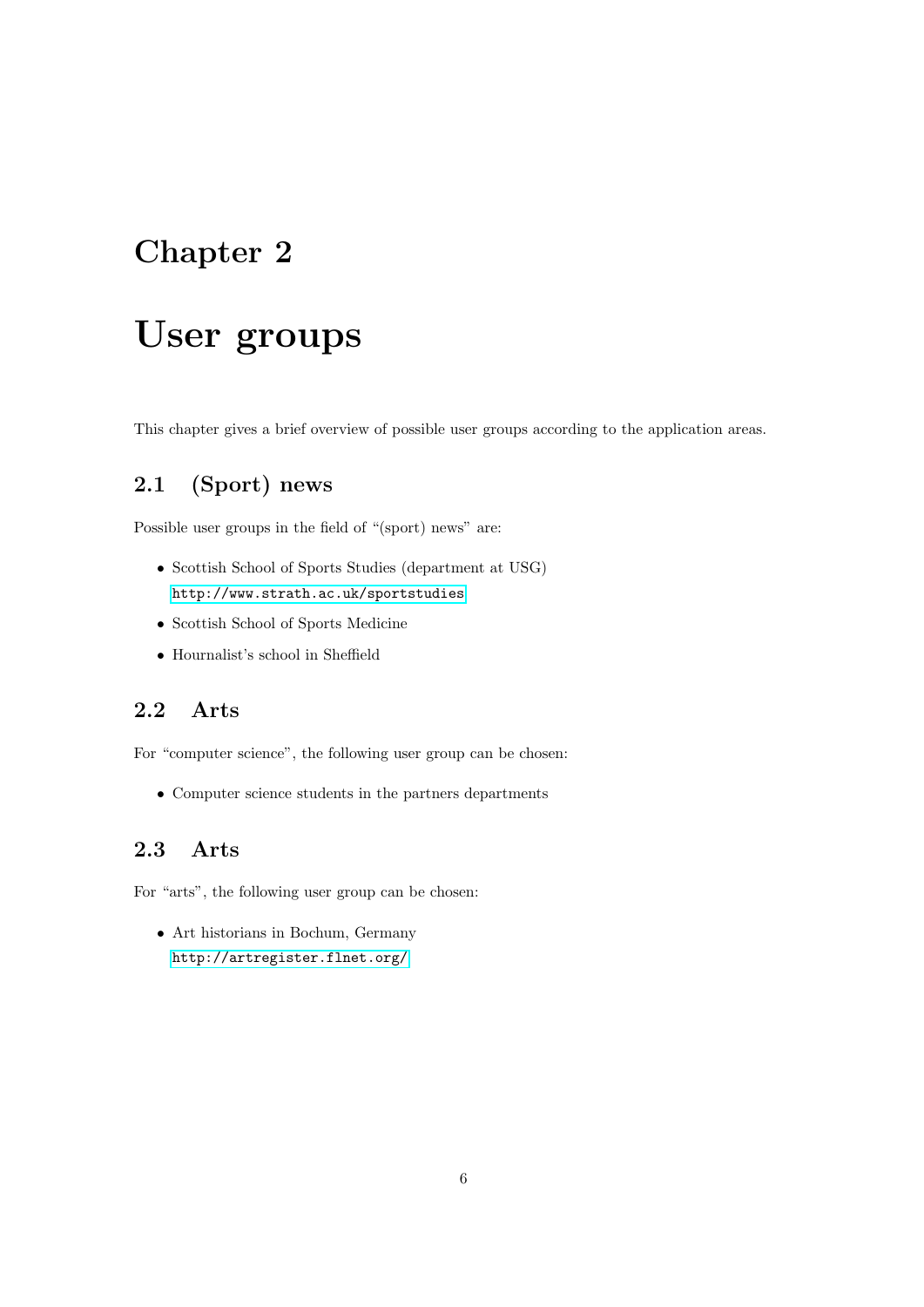# Chapter 2

# User groups

This chapter gives a brief overview of possible user groups according to the application areas.

## 2.1 (Sport) news

Possible user groups in the field of "(sport) news" are:

- Scottish School of Sports Studies (department at USG)
  http://www.strath.ac.uk/sportstudies
- Scottish School of Sports Medicine
- Hournalist's school in Sheffield

## 2.2 Arts

For "computer science", the following user group can be chosen:

- Computer science students in the partners departments

## 2.3 Arts

For "arts", the following user group can be chosen:

- Art historians in Bochum, Germany
  http://artregister.flnet.org/